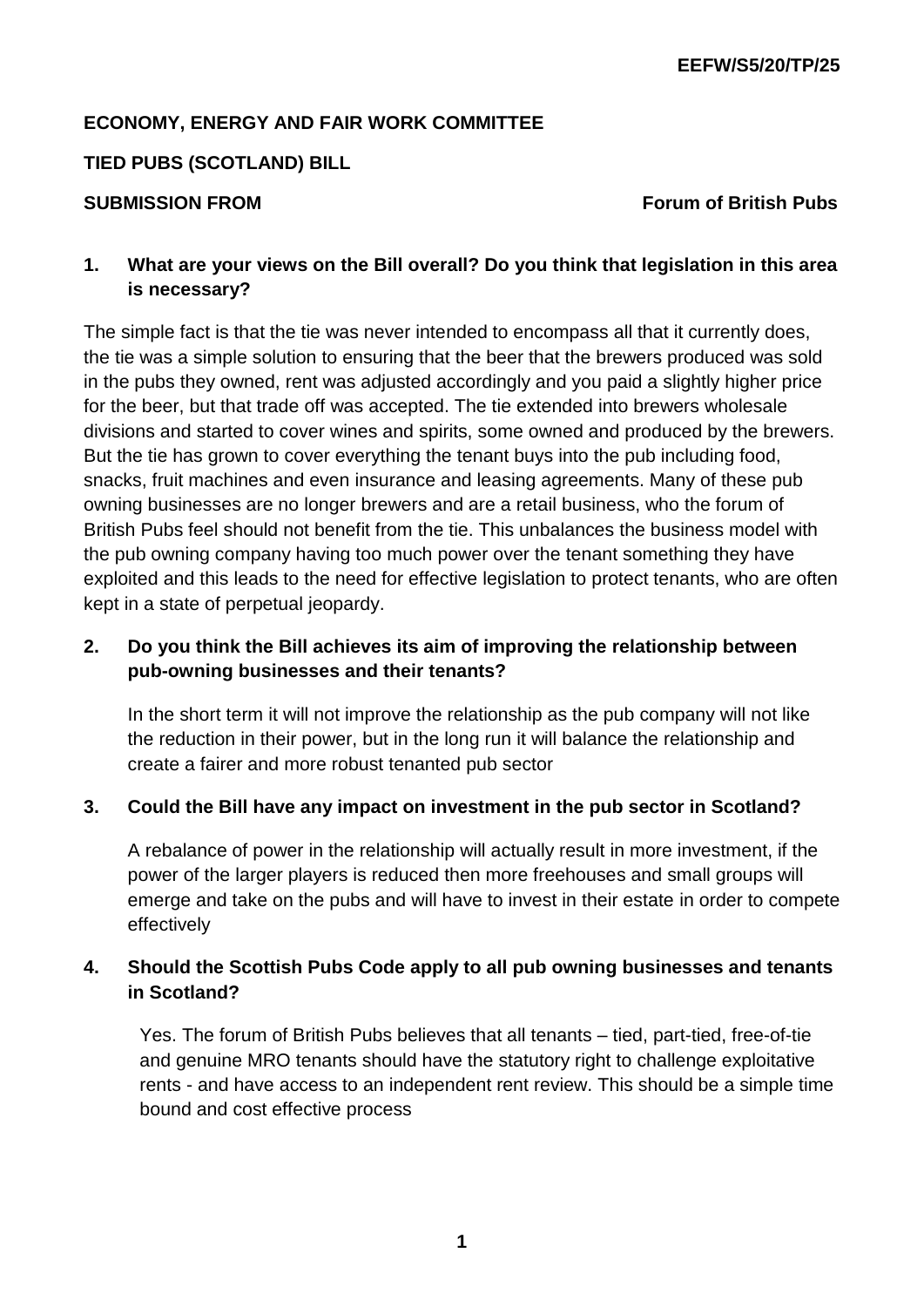EEFW/S5/20/TP/25

**ECONOMY, ENERGY AND FAIR WORK COMMITTEE**

**TIED PUBS (SCOTLAND) BILL**

**SUBMISSION FROM** **Forum of British Pubs**

**1. What are your views on the Bill overall? Do you think that legislation in this area is necessary?**

The simple fact is that the tie was never intended to encompass all that it currently does, the tie was a simple solution to ensuring that the beer that the brewers produced was sold in the pubs they owned, rent was adjusted accordingly and you paid a slightly higher price for the beer, but that trade off was accepted. The tie extended into brewers wholesale divisions and started to cover wines and spirits, some owned and produced by the brewers. But the tie has grown to cover everything the tenant buys into the pub including food, snacks, fruit machines and even insurance and leasing agreements. Many of these pub owning businesses are no longer brewers and are a retail business, who the forum of British Pubs feel should not benefit from the tie. This unbalances the business model with the pub owning company having too much power over the tenant something they have exploited and this leads to the need for effective legislation to protect tenants, who are often kept in a state of perpetual jeopardy.

**2. Do you think the Bill achieves its aim of improving the relationship between pub-owning businesses and their tenants?**

In the short term it will not improve the relationship as the pub company will not like the reduction in their power, but in the long run it will balance the relationship and create a fairer and more robust tenanted pub sector

**3. Could the Bill have any impact on investment in the pub sector in Scotland?**

A rebalance of power in the relationship will actually result in more investment, if the power of the larger players is reduced then more freehouses and small groups will emerge and take on the pubs and will have to invest in their estate in order to compete effectively

**4. Should the Scottish Pubs Code apply to all pub owning businesses and tenants in Scotland?**

Yes. The forum of British Pubs believes that all tenants – tied, part-tied, free-of-tie and genuine MRO tenants should have the statutory right to challenge exploitative rents - and have access to an independent rent review. This should be a simple time bound and cost effective process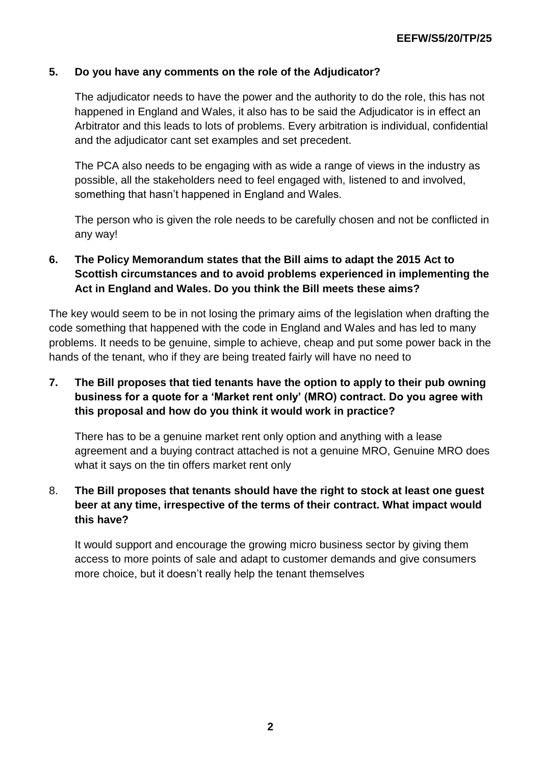**5. Do you have any comments on the role of the Adjudicator?**

The adjudicator needs to have the power and the authority to do the role, this has not happened in England and Wales, it also has to be said the Adjudicator is in effect an Arbitrator and this leads to lots of problems. Every arbitration is individual, confidential and the adjudicator cant set examples and set precedent.

The PCA also needs to be engaging with as wide a range of views in the industry as possible, all the stakeholders need to feel engaged with, listened to and involved, something that hasn't happened in England and Wales.

The person who is given the role needs to be carefully chosen and not be conflicted in any way!

**6. The Policy Memorandum states that the Bill aims to adapt the 2015 Act to Scottish circumstances and to avoid problems experienced in implementing the Act in England and Wales. Do you think the Bill meets these aims?**

The key would seem to be in not losing the primary aims of the legislation when drafting the code something that happened with the code in England and Wales and has led to many problems. It needs to be genuine, simple to achieve, cheap and put some power back in the hands of the tenant, who if they are being treated fairly will have no need to

**7. The Bill proposes that tied tenants have the option to apply to their pub owning business for a quote for a 'Market rent only' (MRO) contract. Do you agree with this proposal and how do you think it would work in practice?**

There has to be a genuine market rent only option and anything with a lease agreement and a buying contract attached is not a genuine MRO, Genuine MRO does what it says on the tin offers market rent only

8. **The Bill proposes that tenants should have the right to stock at least one guest beer at any time, irrespective of the terms of their contract. What impact would this have?**

It would support and encourage the growing micro business sector by giving them access to more points of sale and adapt to customer demands and give consumers more choice, but it doesn't really help the tenant themselves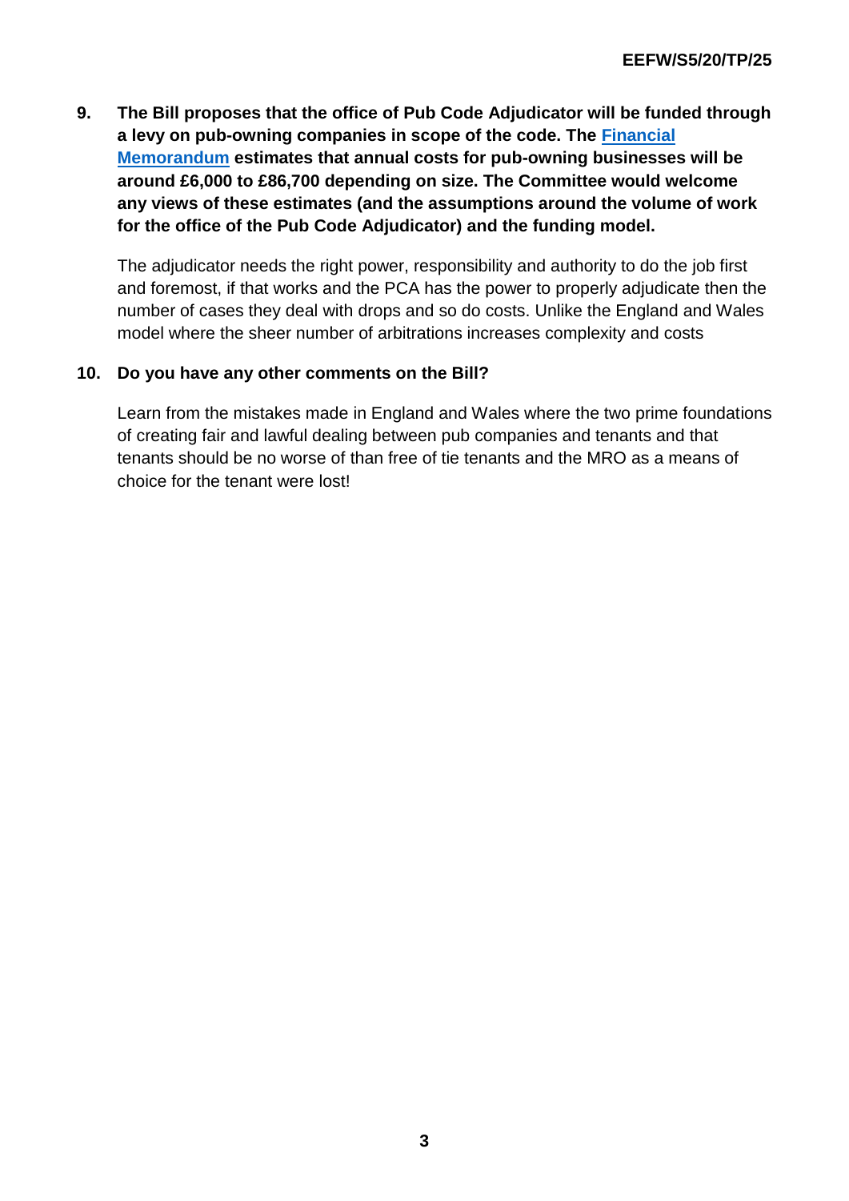**9. The Bill proposes that the office of Pub Code Adjudicator will be funded through a levy on pub-owning companies in scope of the code. The [Financial Memorandum](#) estimates that annual costs for pub-owning businesses will be around £6,000 to £86,700 depending on size. The Committee would welcome any views of these estimates (and the assumptions around the volume of work for the office of the Pub Code Adjudicator) and the funding model.**

The adjudicator needs the right power, responsibility and authority to do the job first and foremost, if that works and the PCA has the power to properly adjudicate then the number of cases they deal with drops and so do costs. Unlike the England and Wales model where the sheer number of arbitrations increases complexity and costs

**10. Do you have any other comments on the Bill?**

Learn from the mistakes made in England and Wales where the two prime foundations of creating fair and lawful dealing between pub companies and tenants and that tenants should be no worse of than free of tie tenants and the MRO as a means of choice for the tenant were lost!